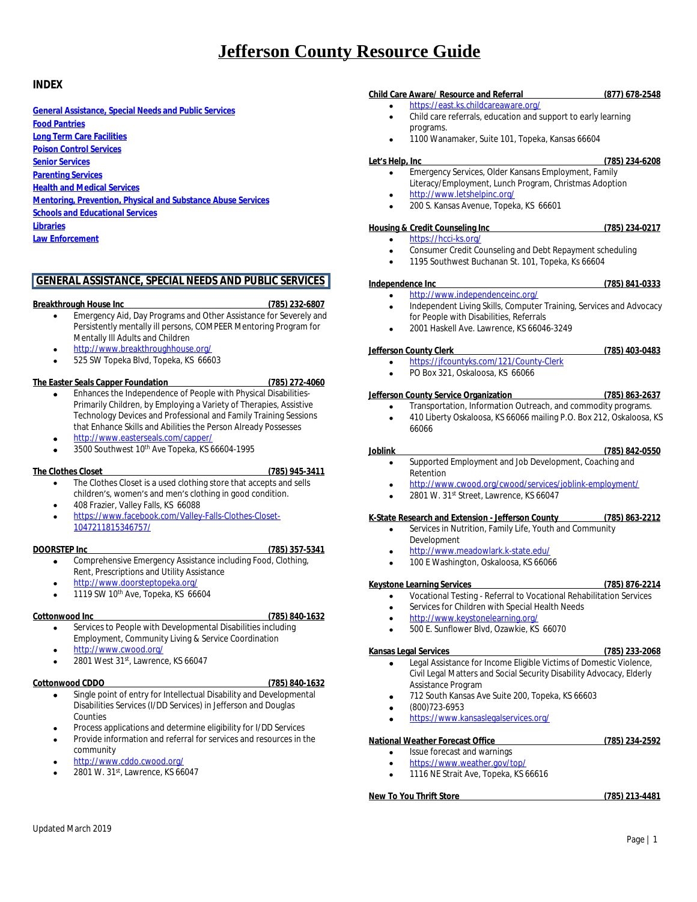# Jefferson County Resource Guide

## INDEX

- General Assistance, Special Needs and Public Services
- Food Pantries
- Long Term Care Facilities
- Poison Control Services
- Senior Services
- Parenting Services
- Health and Medical Services
- Mentoring, Prevention, Physical and Substance Abuse Services
- Schools and Educational Services
- Libraries
- Law Enforcement

## GENERAL ASSISTANCE, SPECIAL NEEDS AND PUBLIC SERVICES

**Breakthrough House Inc (785) 232-6807**
- Emergency Aid, Day Programs and Other Assistance for Severely and Persistently mentally ill persons, COMPEER Mentoring Program for Mentally Ill Adults and Children
- http://www.breakthroughhouse.org/
- 525 SW Topeka Blvd, Topeka, KS 66603

**The Easter Seals Capper Foundation (785) 272-4060**
- Enhances the Independence of People with Physical Disabilities-Primarily Children, by Employing a Variety of Therapies, Assistive Technology Devices and Professional and Family Training Sessions that Enhance Skills and Abilities the Person Already Possesses
- http://www.easterseals.com/capper/
- 3500 Southwest 10th Ave Topeka, KS 66604-1995

**The Clothes Closet (785) 945-3411**
- The Clothes Closet is a used clothing store that accepts and sells children's, women's and men's clothing in good condition.
- 408 Frazier, Valley Falls, KS 66088
- https://www.facebook.com/Valley-Falls-Clothes-Closet-1047211815346757/

**DOORSTEP Inc (785) 357-5341**
- Comprehensive Emergency Assistance including Food, Clothing, Rent, Prescriptions and Utility Assistance
- http://www.doorsteptopeka.org/
- 1119 SW 10th Ave, Topeka, KS 66604

**Cottonwood Inc (785) 840-1632**
- Services to People with Developmental Disabilities including Employment, Community Living & Service Coordination
- http://www.cwood.org/
- 2801 West 31st, Lawrence, KS 66047

**Cottonwood CDDO (785) 840-1632**
- Single point of entry for Intellectual Disability and Developmental Disabilities Services (I/DD Services) in Jefferson and Douglas Counties
- Process applications and determine eligibility for I/DD Services
- Provide information and referral for services and resources in the community
- http://www.cddo.cwood.org/
- 2801 W. 31st, Lawrence, KS 66047

**Child Care Aware/ Resource and Referral (877) 678-2548**
- https://east.ks.childcareaware.org/
- Child care referrals, education and support to early learning programs.
- 1100 Wanamaker, Suite 101, Topeka, Kansas 66604

**Let's Help, Inc (785) 234-6208**
- Emergency Services, Older Kansans Employment, Family Literacy/Employment, Lunch Program, Christmas Adoption
- http://www.letshelpinc.org/
- 200 S. Kansas Avenue, Topeka, KS 66601

**Housing & Credit Counseling Inc (785) 234-0217**
- https://hcci-ks.org/
- Consumer Credit Counseling and Debt Repayment scheduling
- 1195 Southwest Buchanan St. 101, Topeka, Ks 66604

**Independence Inc (785) 841-0333**
- http://www.independenceinc.org/
- Independent Living Skills, Computer Training, Services and Advocacy for People with Disabilities, Referrals
- 2001 Haskell Ave. Lawrence, KS 66046-3249

**Jefferson County Clerk (785) 403-0483**
- https://jfcountyks.com/121/County-Clerk
- PO Box 321, Oskaloosa, KS 66066

**Jefferson County Service Organization (785) 863-2637**
- Transportation, Information Outreach, and commodity programs.
- 410 Liberty Oskaloosa, KS 66066 mailing P.O. Box 212, Oskaloosa, KS 66066

**Joblink (785) 842-0550**
- Supported Employment and Job Development, Coaching and Retention
- http://www.cwood.org/cwood/services/joblink-employment/
- 2801 W. 31st Street, Lawrence, KS 66047

**K-State Research and Extension - Jefferson County (785) 863-2212**
- Services in Nutrition, Family Life, Youth and Community Development
- http://www.meadowlark.k-state.edu/
- 100 E Washington, Oskaloosa, KS 66066

**Keystone Learning Services (785) 876-2214**
- Vocational Testing - Referral to Vocational Rehabilitation Services
- Services for Children with Special Health Needs
- http://www.keystonelearning.org/
- 500 E. Sunflower Blvd, Ozawkie, KS 66070

**Kansas Legal Services (785) 233-2068**
- Legal Assistance for Income Eligible Victims of Domestic Violence, Civil Legal Matters and Social Security Disability Advocacy, Elderly Assistance Program
- 712 South Kansas Ave Suite 200, Topeka, KS 66603
- (800)723-6953
- https://www.kansaslegalservices.org/

**National Weather Forecast Office (785) 234-2592**
- Issue forecast and warnings
- https://www.weather.gov/top/
- 1116 NE Strait Ave, Topeka, KS 66616

**New To You Thrift Store (785) 213-4481**

Updated March 2019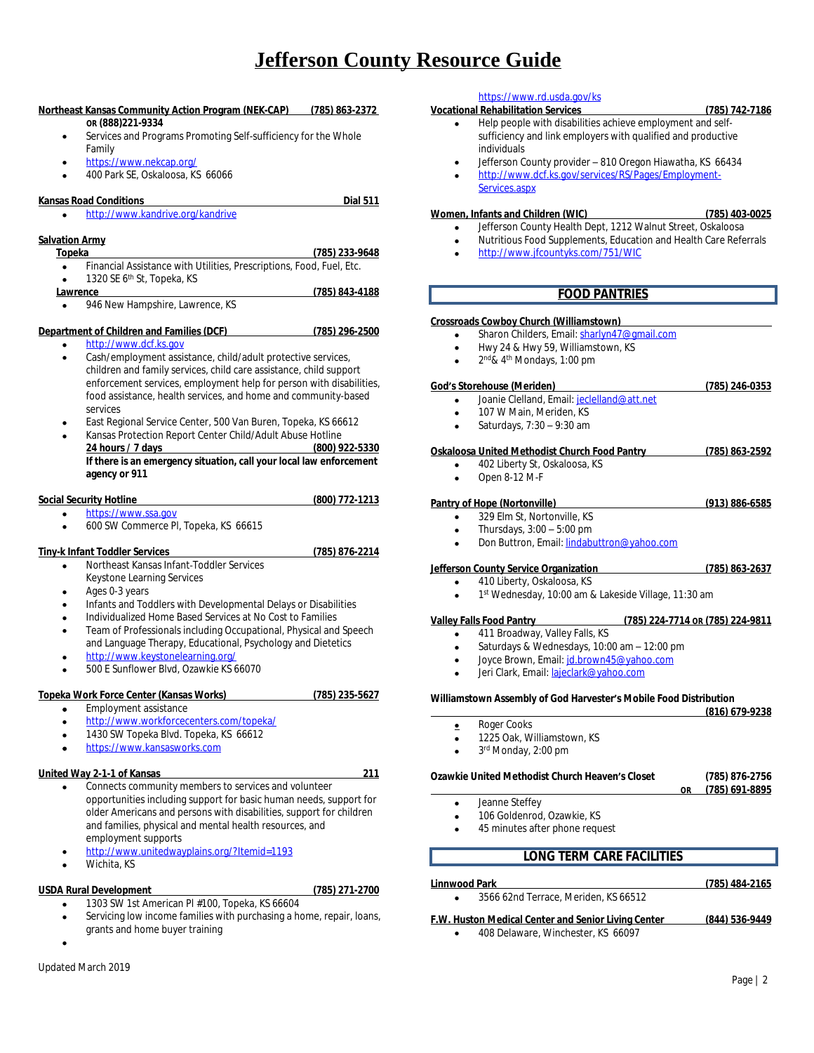# Jefferson County Resource Guide

**Northeast Kansas Community Action Program (NEK-CAP) (785) 863-2372**
**OR (888)221-9334**

- Services and Programs Promoting Self-sufficiency for the Whole Family
- https://www.nekcap.org/
- 400 Park SE, Oskaloosa, KS 66066

**Kansas Road Conditions Dial 511**

- http://www.kandrive.org/kandrive

**Salvation Army**

**Topeka (785) 233-9648**

- Financial Assistance with Utilities, Prescriptions, Food, Fuel, Etc.
- 1320 SE 6th St, Topeka, KS

**Lawrence (785) 843-4188**

- 946 New Hampshire, Lawrence, KS

**Department of Children and Families (DCF) (785) 296-2500**

- http://www.dcf.ks.gov
- Cash/employment assistance, child/adult protective services, children and family services, child care assistance, child support enforcement services, employment help for person with disabilities, food assistance, health services, and home and community-based services
- East Regional Service Center, 500 Van Buren, Topeka, KS 66612
- Kansas Protection Report Center Child/Adult Abuse Hotline
  **24 hours / 7 days (800) 922-5330**
  **If there is an emergency situation, call your local law enforcement agency or 911**

**Social Security Hotline (800) 772-1213**

- https://www.ssa.gov
- 600 SW Commerce Pl, Topeka, KS 66615

**Tiny-k Infant Toddler Services (785) 876-2214**

- Northeast Kansas Infant-Toddler Services
  Keystone Learning Services
- Ages 0-3 years
- Infants and Toddlers with Developmental Delays or Disabilities
- Individualized Home Based Services at No Cost to Families
- Team of Professionals including Occupational, Physical and Speech and Language Therapy, Educational, Psychology and Dietetics
- http://www.keystonelearning.org/
- 500 E Sunflower Blvd, Ozawkie KS 66070

**Topeka Work Force Center (Kansas Works) (785) 235-5627**

- Employment assistance
- http://www.workforcecenters.com/topeka/
- 1430 SW Topeka Blvd. Topeka, KS 66612
- https://www.kansasworks.com

**United Way 2-1-1 of Kansas 211**

- Connects community members to services and volunteer opportunities including support for basic human needs, support for older Americans and persons with disabilities, support for children and families, physical and mental health resources, and employment supports
- http://www.unitedwayplains.org/?Itemid=1193
- Wichita, KS

**USDA Rural Development (785) 271-2700**

- 1303 SW 1st American Pl #100, Topeka, KS 66604
- Servicing low income families with purchasing a home, repair, loans, grants and home buyer training
- https://www.rd.usda.gov/ks

**Vocational Rehabilitation Services (785) 742-7186**

- Help people with disabilities achieve employment and self-sufficiency and link employers with qualified and productive individuals
- Jefferson County provider – 810 Oregon Hiawatha, KS 66434
- http://www.dcf.ks.gov/services/RS/Pages/Employment-Services.aspx

**Women, Infants and Children (WIC) (785) 403-0025**

- Jefferson County Health Dept, 1212 Walnut Street, Oskaloosa
- Nutritious Food Supplements, Education and Health Care Referrals
- http://www.jfcountyks.com/751/WIC

## FOOD PANTRIES

**Crossroads Cowboy Church (Williamstown)**

- Sharon Childers, Email: sharlyn47@gmail.com
- Hwy 24 & Hwy 59, Williamstown, KS
- 2nd & 4th Mondays, 1:00 pm

**God's Storehouse (Meriden) (785) 246-0353**

- Joanie Clelland, Email: jeclelland@att.net
- 107 W Main, Meriden, KS
- Saturdays, 7:30 – 9:30 am

**Oskaloosa United Methodist Church Food Pantry (785) 863-2592**

- 402 Liberty St, Oskaloosa, KS
- Open 8-12 M-F

**Pantry of Hope (Nortonville) (913) 886-6585**

- 329 Elm St, Nortonville, KS
- Thursdays, 3:00 – 5:00 pm
- Don Buttron, Email: lindabuttron@yahoo.com

**Jefferson County Service Organization (785) 863-2637**

- 410 Liberty, Oskaloosa, KS
- 1st Wednesday, 10:00 am & Lakeside Village, 11:30 am

**Valley Falls Food Pantry (785) 224-7714 OR (785) 224-9811**

- 411 Broadway, Valley Falls, KS
- Saturdays & Wednesdays, 10:00 am – 12:00 pm
- Joyce Brown, Email: jd.brown45@yahoo.com
- Jeri Clark, Email: lajeclark@yahoo.com

**Williamstown Assembly of God Harvester's Mobile Food Distribution (816) 679-9238**

- Roger Cooks
- 1225 Oak, Williamstown, KS
- 3rd Monday, 2:00 pm

**Ozawkie United Methodist Church Heaven's Closet (785) 876-2756 OR (785) 691-8895**

- Jeanne Steffey
- 106 Goldenrod, Ozawkie, KS
- 45 minutes after phone request

## LONG TERM CARE FACILITIES

**Linnwood Park (785) 484-2165**

- 3566 62nd Terrace, Meriden, KS 66512

**F.W. Huston Medical Center and Senior Living Center (844) 536-9449**

- 408 Delaware, Winchester, KS 66097

Updated March 2019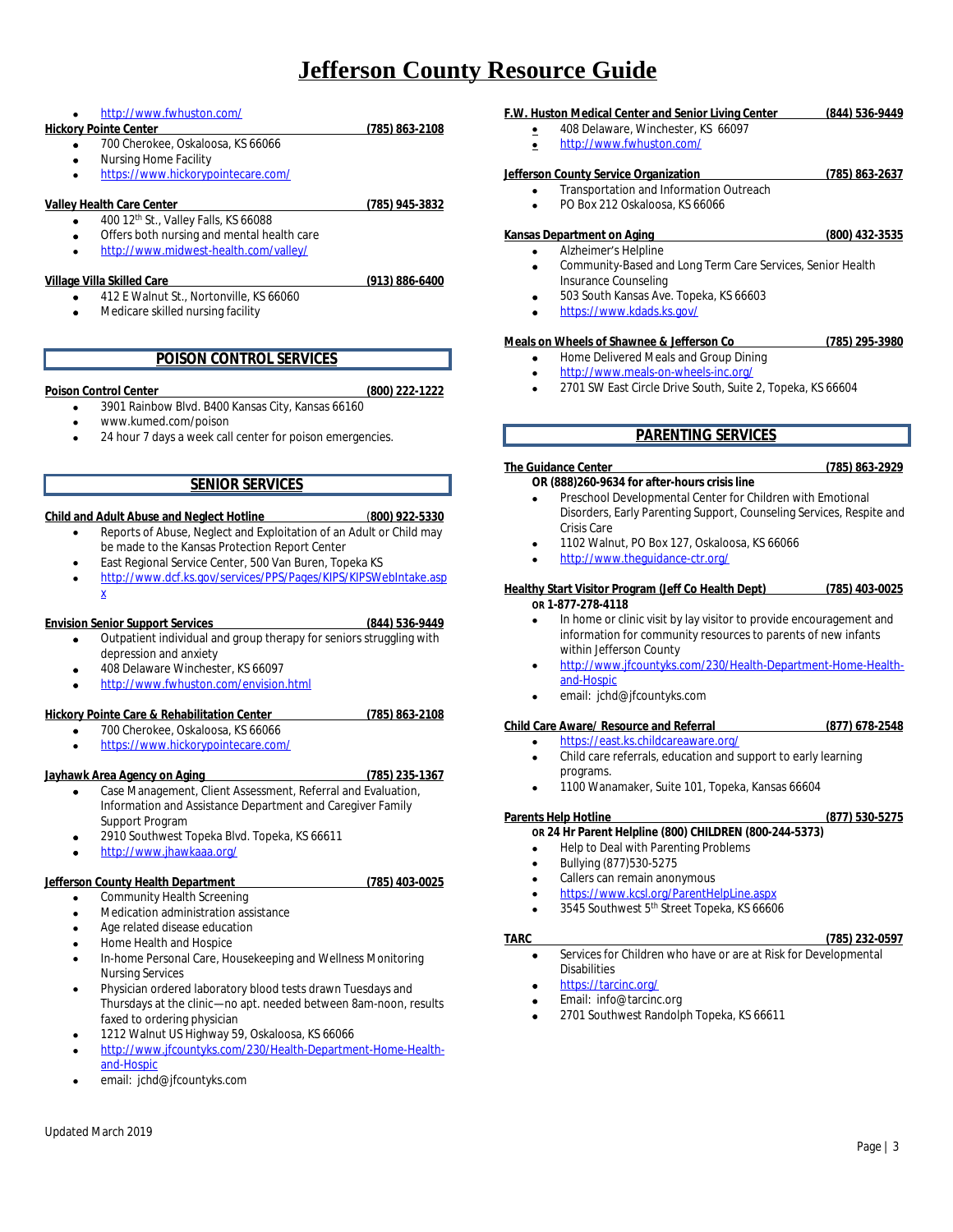# Jefferson County Resource Guide

- http://www.fwhuston.com/

**Hickory Pointe Center** **(785) 863-2108**
- 700 Cherokee, Oskaloosa, KS 66066
- Nursing Home Facility
- https://www.hickorypointecare.com/

**Valley Health Care Center** **(785) 945-3832**
- 400 12th St., Valley Falls, KS 66088
- Offers both nursing and mental health care
- http://www.midwest-health.com/valley/

**Village Villa Skilled Care** **(913) 886-6400**
- 412 E Walnut St., Nortonville, KS 66060
- Medicare skilled nursing facility

## POISON CONTROL SERVICES

**Poison Control Center** **(800) 222-1222**
- 3901 Rainbow Blvd. B400 Kansas City, Kansas 66160
- www.kumed.com/poison
- 24 hour 7 days a week call center for poison emergencies.

## SENIOR SERVICES

**Child and Adult Abuse and Neglect Hotline** **(800) 922-5330**
- Reports of Abuse, Neglect and Exploitation of an Adult or Child may be made to the Kansas Protection Report Center
- East Regional Service Center, 500 Van Buren, Topeka KS
- http://www.dcf.ks.gov/services/PPS/Pages/KIPS/KIPSWebIntake.aspx

**Envision Senior Support Services** **(844) 536-9449**
- Outpatient individual and group therapy for seniors struggling with depression and anxiety
- 408 Delaware Winchester, KS 66097
- http://www.fwhuston.com/envision.html

**Hickory Pointe Care & Rehabilitation Center** **(785) 863-2108**
- 700 Cherokee, Oskaloosa, KS 66066
- https://www.hickorypointecare.com/

**Jayhawk Area Agency on Aging** **(785) 235-1367**
- Case Management, Client Assessment, Referral and Evaluation, Information and Assistance Department and Caregiver Family Support Program
- 2910 Southwest Topeka Blvd. Topeka, KS 66611
- http://www.jhawkaaa.org/

**Jefferson County Health Department** **(785) 403-0025**
- Community Health Screening
- Medication administration assistance
- Age related disease education
- Home Health and Hospice
- In-home Personal Care, Housekeeping and Wellness Monitoring Nursing Services
- Physician ordered laboratory blood tests drawn Tuesdays and Thursdays at the clinic—no apt. needed between 8am-noon, results faxed to ordering physician
- 1212 Walnut US Highway 59, Oskaloosa, KS 66066
- http://www.jfcountyks.com/230/Health-Department-Home-Health-and-Hospic
- email: jchd@jfcountyks.com

**F.W. Huston Medical Center and Senior Living Center** **(844) 536-9449**
- 408 Delaware, Winchester, KS 66097
- http://www.fwhuston.com/

**Jefferson County Service Organization** **(785) 863-2637**
- Transportation and Information Outreach
- PO Box 212 Oskaloosa, KS 66066

**Kansas Department on Aging** **(800) 432-3535**
- Alzheimer's Helpline
- Community-Based and Long Term Care Services, Senior Health Insurance Counseling
- 503 South Kansas Ave. Topeka, KS 66603
- https://www.kdads.ks.gov/

**Meals on Wheels of Shawnee & Jefferson Co** **(785) 295-3980**
- Home Delivered Meals and Group Dining
- http://www.meals-on-wheels-inc.org/
- 2701 SW East Circle Drive South, Suite 2, Topeka, KS 66604

## PARENTING SERVICES

**The Guidance Center** **(785) 863-2929**

**OR (888)260-9634 for after-hours crisis line**
- Preschool Developmental Center for Children with Emotional Disorders, Early Parenting Support, Counseling Services, Respite and Crisis Care
- 1102 Walnut, PO Box 127, Oskaloosa, KS 66066
- http://www.theguidance-ctr.org/

**Healthy Start Visitor Program (Jeff Co Health Dept)** **(785) 403-0025**

**OR 1-877-278-4118**
- In home or clinic visit by lay visitor to provide encouragement and information for community resources to parents of new infants within Jefferson County
- http://www.jfcountyks.com/230/Health-Department-Home-Health-and-Hospic
- email: jchd@jfcountyks.com

**Child Care Aware/ Resource and Referral** **(877) 678-2548**
- https://east.ks.childcareaware.org/
- Child care referrals, education and support to early learning programs.
- 1100 Wanamaker, Suite 101, Topeka, Kansas 66604

**Parents Help Hotline** **(877) 530-5275**

**OR 24 Hr Parent Helpline (800) CHILDREN (800-244-5373)**
- Help to Deal with Parenting Problems
- Bullying (877)530-5275
- Callers can remain anonymous
- https://www.kcsl.org/ParentHelpLine.aspx
- 3545 Southwest 5th Street Topeka, KS 66606

**TARC** **(785) 232-0597**
- Services for Children who have or are at Risk for Developmental Disabilities
- https://tarcinc.org/
- Email: info@tarcinc.org
- 2701 Southwest Randolph Topeka, KS 66611

Updated March 2019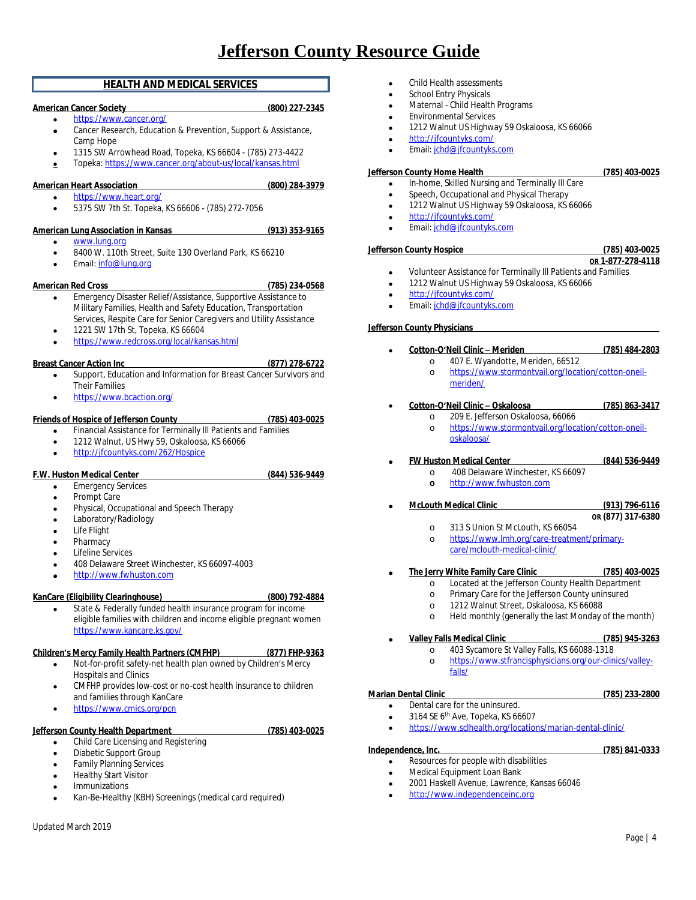# Jefferson County Resource Guide

## HEALTH AND MEDICAL SERVICES

**American Cancer Society** **(800) 227-2345**

- https://www.cancer.org/
- Cancer Research, Education & Prevention, Support & Assistance, Camp Hope
- 1315 SW Arrowhead Road, Topeka, KS 66604 - (785) 273-4422
- Topeka: https://www.cancer.org/about-us/local/kansas.html

**American Heart Association** **(800) 284-3979**

- https://www.heart.org/
- 5375 SW 7th St. Topeka, KS 66606 - (785) 272-7056

**American Lung Association in Kansas** **(913) 353-9165**

- www.lung.org
- 8400 W. 110th Street, Suite 130 Overland Park, KS 66210
- Email: info@lung.org

**American Red Cross** **(785) 234-0568**

- Emergency Disaster Relief/Assistance, Supportive Assistance to Military Families, Health and Safety Education, Transportation Services, Respite Care for Senior Caregivers and Utility Assistance
- 1221 SW 17th St, Topeka, KS 66604
- https://www.redcross.org/local/kansas.html

**Breast Cancer Action Inc** **(877) 278-6722**

- Support, Education and Information for Breast Cancer Survivors and Their Families
- https://www.bcaction.org/

**Friends of Hospice of Jefferson County** **(785) 403-0025**

- Financial Assistance for Terminally Ill Patients and Families
- 1212 Walnut, US Hwy 59, Oskaloosa, KS 66066
- http://jfcountyks.com/262/Hospice

**F.W. Huston Medical Center** **(844) 536-9449**

- Emergency Services
- Prompt Care
- Physical, Occupational and Speech Therapy
- Laboratory/Radiology
- Life Flight
- Pharmacy
- Lifeline Services
- 408 Delaware Street Winchester, KS 66097-4003
- http://www.fwhuston.com

**KanCare (Eligibility Clearinghouse)** **(800) 792-4884**

- State & Federally funded health insurance program for income eligible families with children and income eligible pregnant women https://www.kancare.ks.gov/

**Children's Mercy Family Health Partners (CMFHP)** **(877) FHP-9363**

- Not-for-profit safety-net health plan owned by Children's Mercy Hospitals and Clinics
- CMFHP provides low-cost or no-cost health insurance to children and families through KanCare
- https://www.cmics.org/pcn

**Jefferson County Health Department** **(785) 403-0025**

- Child Care Licensing and Registering
- Diabetic Support Group
- Family Planning Services
- Healthy Start Visitor
- Immunizations
- Kan-Be-Healthy (KBH) Screenings (medical card required)
- Child Health assessments
- School Entry Physicals
- Maternal - Child Health Programs
- Environmental Services
- 1212 Walnut US Highway 59 Oskaloosa, KS 66066
- http://jfcountyks.com/
- Email: jchd@jfcountyks.com

**Jefferson County Home Health** **(785) 403-0025**

- In-home, Skilled Nursing and Terminally Ill Care
- Speech, Occupational and Physical Therapy
- 1212 Walnut US Highway 59 Oskaloosa, KS 66066
- http://jfcountyks.com/
- Email: jchd@jfcountyks.com

**Jefferson County Hospice** **(785) 403-0025** **OR 1-877-278-4118**

- Volunteer Assistance for Terminally Ill Patients and Families
- 1212 Walnut US Highway 59 Oskaloosa, KS 66066
- http://jfcountyks.com/
- Email: jchd@jfcountyks.com

**Jefferson County Physicians**

- **Cotton-O'Neil Clinic – Meriden** **(785) 484-2803**
  - 407 E. Wyandotte, Meriden, 66512
  - https://www.stormontvail.org/location/cotton-oneil-meriden/
- **Cotton-O'Neil Clinic – Oskaloosa** **(785) 863-3417**
  - 209 E. Jefferson Oskaloosa, 66066
  - https://www.stormontvail.org/location/cotton-oneil-oskaloosa/
- **FW Huston Medical Center** **(844) 536-9449**
  - 408 Delaware Winchester, KS 66097
  - http://www.fwhuston.com
- **McLouth Medical Clinic** **(913) 796-6116** **OR (877) 317-6380**
  - 313 S Union St McLouth, KS 66054
  - https://www.lmh.org/care-treatment/primary-care/mclouth-medical-clinic/
- **The Jerry White Family Care Clinic** **(785) 403-0025**
  - Located at the Jefferson County Health Department
  - Primary Care for the Jefferson County uninsured
  - 1212 Walnut Street, Oskaloosa, KS 66088
  - Held monthly (generally the last Monday of the month)
- **Valley Falls Medical Clinic** **(785) 945-3263**
  - 403 Sycamore St Valley Falls, KS 66088-1318
  - https://www.stfrancisphysicians.org/our-clinics/valley-falls/

**Marian Dental Clinic** **(785) 233-2800**

- Dental care for the uninsured.
- 3164 SE 6th Ave, Topeka, KS 66607
- https://www.sclhealth.org/locations/marian-dental-clinic/

**Independence, Inc.** **(785) 841-0333**

- Resources for people with disabilities
- Medical Equipment Loan Bank
- 2001 Haskell Avenue, Lawrence, Kansas 66046
- http://www.independenceinc.org

Updated March 2019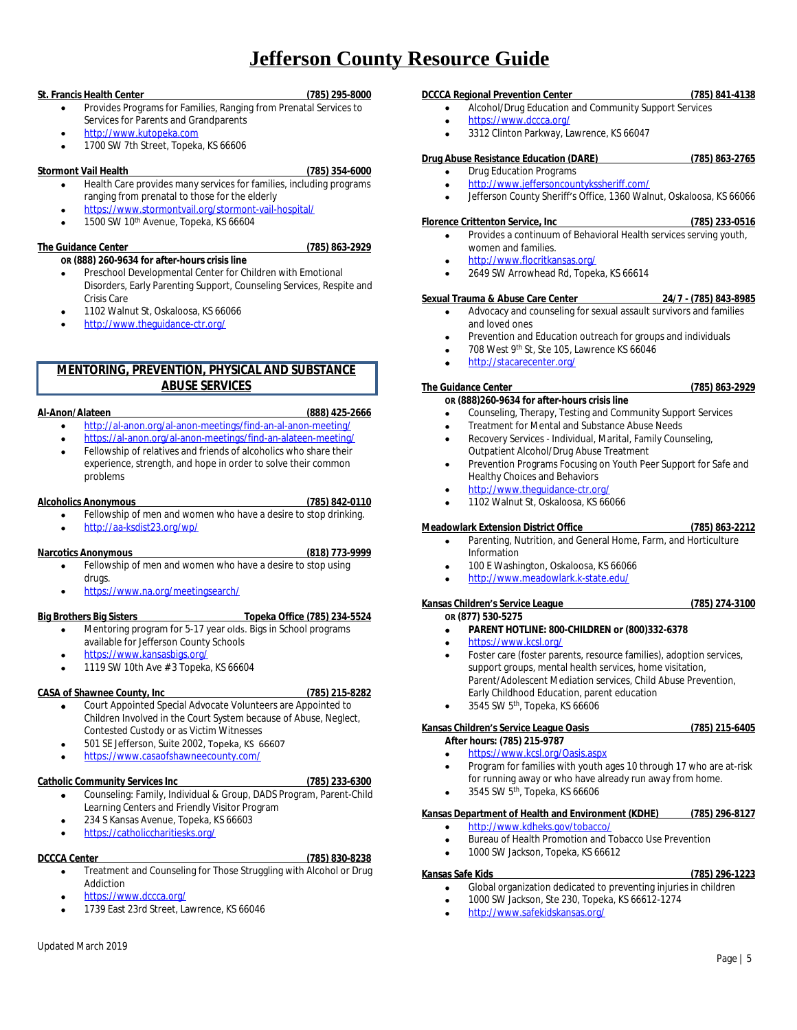# Jefferson County Resource Guide

**St. Francis Health Center (785) 295-8000**

- Provides Programs for Families, Ranging from Prenatal Services to Services for Parents and Grandparents
- http://www.kutopeka.com
- 1700 SW 7th Street, Topeka, KS 66606

**Stormont Vail Health (785) 354-6000**

- Health Care provides many services for families, including programs ranging from prenatal to those for the elderly
- https://www.stormontvail.org/stormont-vail-hospital/
- 1500 SW 10th Avenue, Topeka, KS 66604

**The Guidance Center (785) 863-2929**

**OR (888) 260-9634 for after-hours crisis line**

- Preschool Developmental Center for Children with Emotional Disorders, Early Parenting Support, Counseling Services, Respite and Crisis Care
- 1102 Walnut St, Oskaloosa, KS 66066
- http://www.theguidance-ctr.org/

## MENTORING, PREVENTION, PHYSICAL AND SUBSTANCE ABUSE SERVICES

**Al-Anon/Alateen (888) 425-2666**

- http://al-anon.org/al-anon-meetings/find-an-al-anon-meeting/
- https://al-anon.org/al-anon-meetings/find-an-alateen-meeting/
- Fellowship of relatives and friends of alcoholics who share their experience, strength, and hope in order to solve their common problems

**Alcoholics Anonymous (785) 842-0110**

- Fellowship of men and women who have a desire to stop drinking.
- http://aa-ksdist23.org/wp/

**Narcotics Anonymous (818) 773-9999**

- Fellowship of men and women who have a desire to stop using drugs.
- https://www.na.org/meetingsearch/

**Big Brothers Big Sisters Topeka Office (785) 234-5524**

- Mentoring program for 5-17 year olds. Bigs in School programs available for Jefferson County Schools
- https://www.kansasbigs.org/
- 1119 SW 10th Ave # 3 Topeka, KS 66604

**CASA of Shawnee County, Inc (785) 215-8282**

- Court Appointed Special Advocate Volunteers are Appointed to Children Involved in the Court System because of Abuse, Neglect, Contested Custody or as Victim Witnesses
- 501 SE Jefferson, Suite 2002, Topeka, KS 66607
- https://www.casaofshawneecounty.com/

**Catholic Community Services Inc (785) 233-6300**

- Counseling: Family, Individual & Group, DADS Program, Parent-Child Learning Centers and Friendly Visitor Program
- 234 S Kansas Avenue, Topeka, KS 66603
- https://catholiccharitiesks.org/

**DCCCA Center (785) 830-8238**

- Treatment and Counseling for Those Struggling with Alcohol or Drug Addiction
- https://www.dccca.org/
- 1739 East 23rd Street, Lawrence, KS 66046

**DCCCA Regional Prevention Center (785) 841-4138**

- Alcohol/Drug Education and Community Support Services
- https://www.dccca.org/
- 3312 Clinton Parkway, Lawrence, KS 66047

**Drug Abuse Resistance Education (DARE) (785) 863-2765**

- Drug Education Programs
- http://www.jeffersoncountykssheriff.com/
- Jefferson County Sheriff's Office, 1360 Walnut, Oskaloosa, KS 66066

**Florence Crittenton Service, Inc (785) 233-0516**

- Provides a continuum of Behavioral Health services serving youth, women and families.
- http://www.flocritkansas.org/
- 2649 SW Arrowhead Rd, Topeka, KS 66614

**Sexual Trauma & Abuse Care Center 24/7 - (785) 843-8985**

- Advocacy and counseling for sexual assault survivors and families and loved ones
- Prevention and Education outreach for groups and individuals
- 708 West 9th St, Ste 105, Lawrence KS 66046
- http://stacarecenter.org/

**The Guidance Center (785) 863-2929**

**OR (888)260-9634 for after-hours crisis line**

- Counseling, Therapy, Testing and Community Support Services
- Treatment for Mental and Substance Abuse Needs
- Recovery Services - Individual, Marital, Family Counseling, Outpatient Alcohol/Drug Abuse Treatment
- Prevention Programs Focusing on Youth Peer Support for Safe and Healthy Choices and Behaviors
- http://www.theguidance-ctr.org/
- 1102 Walnut St, Oskaloosa, KS 66066

**Meadowlark Extension District Office (785) 863-2212**

- Parenting, Nutrition, and General Home, Farm, and Horticulture Information
- 100 E Washington, Oskaloosa, KS 66066
- http://www.meadowlark.k-state.edu/

**Kansas Children's Service League (785) 274-3100**

**OR (877) 530-5275**

- **PARENT HOTLINE: 800-CHILDREN or (800)332-6378**
- https://www.kcsl.org/
- Foster care (foster parents, resource families), adoption services, support groups, mental health services, home visitation, Parent/Adolescent Mediation services, Child Abuse Prevention, Early Childhood Education, parent education
- 3545 SW 5th, Topeka, KS 66606

**Kansas Children's Service League Oasis (785) 215-6405**

**After hours: (785) 215-9787**

- https://www.kcsl.org/Oasis.aspx
- Program for families with youth ages 10 through 17 who are at-risk for running away or who have already run away from home.
- 3545 SW 5th, Topeka, KS 66606

**Kansas Department of Health and Environment (KDHE) (785) 296-8127**

- http://www.kdheks.gov/tobacco/
- Bureau of Health Promotion and Tobacco Use Prevention
- 1000 SW Jackson, Topeka, KS 66612

**Kansas Safe Kids (785) 296-1223**

- Global organization dedicated to preventing injuries in children
- 1000 SW Jackson, Ste 230, Topeka, KS 66612-1274
- http://www.safekidskansas.org/

Updated March 2019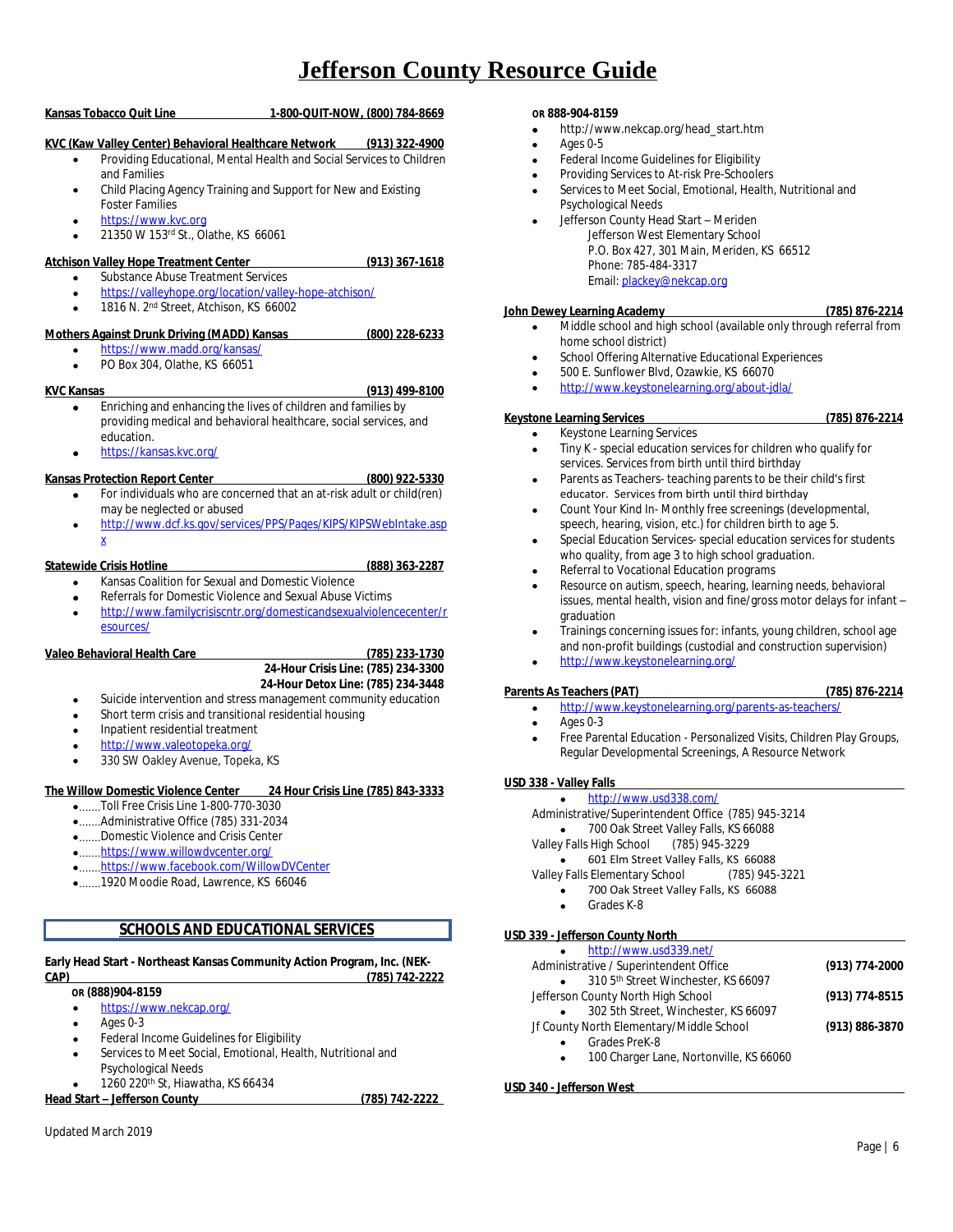# Jefferson County Resource Guide

**Kansas Tobacco Quit Line 1-800-QUIT-NOW, (800) 784-8669**

**KVC (Kaw Valley Center) Behavioral Healthcare Network (913) 322-4900**

- Providing Educational, Mental Health and Social Services to Children and Families
- Child Placing Agency Training and Support for New and Existing Foster Families
- https://www.kvc.org
- 21350 W 153rd St., Olathe, KS 66061

**Atchison Valley Hope Treatment Center (913) 367-1618**

- Substance Abuse Treatment Services
- https://valleyhope.org/location/valley-hope-atchison/
- 1816 N. 2nd Street, Atchison, KS 66002

**Mothers Against Drunk Driving (MADD) Kansas (800) 228-6233**

- https://www.madd.org/kansas/
- PO Box 304, Olathe, KS 66051

**KVC Kansas (913) 499-8100**

- Enriching and enhancing the lives of children and families by providing medical and behavioral healthcare, social services, and education.
- https://kansas.kvc.org/

**Kansas Protection Report Center (800) 922-5330**

- For individuals who are concerned that an at-risk adult or child(ren) may be neglected or abused
- http://www.dcf.ks.gov/services/PPS/Pages/KIPS/KIPSWebIntake.aspx

**Statewide Crisis Hotline (888) 363-2287**

- Kansas Coalition for Sexual and Domestic Violence
- Referrals for Domestic Violence and Sexual Abuse Victims
- http://www.familycrisiscntr.org/domesticandsexualviolencecenter/resources/

**Valeo Behavioral Health Care (785) 233-1730**
**24-Hour Crisis Line: (785) 234-3300**
**24-Hour Detox Line: (785) 234-3448**

- Suicide intervention and stress management community education
- Short term crisis and transitional residential housing
- Inpatient residential treatment
- http://www.valeotopeka.org/
- 330 SW Oakley Avenue, Topeka, KS

**The Willow Domestic Violence Center 24 Hour Crisis Line (785) 843-3333**

- Toll Free Crisis Line 1-800-770-3030
- Administrative Office (785) 331-2034
- Domestic Violence and Crisis Center
- https://www.willowdvcenter.org/
- https://www.facebook.com/WillowDVCenter
- 1920 Moodie Road, Lawrence, KS 66046

## SCHOOLS AND EDUCATIONAL SERVICES

**Early Head Start - Northeast Kansas Community Action Program, Inc. (NEK-CAP) (785) 742-2222**
**OR (888)904-8159**

- https://www.nekcap.org/
- Ages 0-3
- Federal Income Guidelines for Eligibility
- Services to Meet Social, Emotional, Health, Nutritional and Psychological Needs
- 1260 220th St, Hiawatha, KS 66434

**Head Start – Jefferson County (785) 742-2222**
**OR 888-904-8159**

- http://www.nekcap.org/head_start.htm
- Ages 0-5
- Federal Income Guidelines for Eligibility
- Providing Services to At-risk Pre-Schoolers
- Services to Meet Social, Emotional, Health, Nutritional and Psychological Needs
- Jefferson County Head Start – Meriden
  Jefferson West Elementary School
  P.O. Box 427, 301 Main, Meriden, KS 66512
  Phone: 785-484-3317
  Email: plackey@nekcap.org

**John Dewey Learning Academy (785) 876-2214**

- Middle school and high school (available only through referral from home school district)
- School Offering Alternative Educational Experiences
- 500 E. Sunflower Blvd, Ozawkie, KS 66070
- http://www.keystonelearning.org/about-jdla/

**Keystone Learning Services (785) 876-2214**

- Keystone Learning Services
- Tiny K - special education services for children who qualify for services. Services from birth until third birthday
- Parents as Teachers- teaching parents to be their child's first educator. Services from birth until third birthday
- Count Your Kind In- Monthly free screenings (developmental, speech, hearing, vision, etc.) for children birth to age 5.
- Special Education Services- special education services for students who quality, from age 3 to high school graduation.
- Referral to Vocational Education programs
- Resource on autism, speech, hearing, learning needs, behavioral issues, mental health, vision and fine/gross motor delays for infant – graduation
- Trainings concerning issues for: infants, young children, school age and non-profit buildings (custodial and construction supervision)
- http://www.keystonelearning.org/

**Parents As Teachers (PAT) (785) 876-2214**

- http://www.keystonelearning.org/parents-as-teachers/
- Ages 0-3
- Free Parental Education - Personalized Visits, Children Play Groups, Regular Developmental Screenings, A Resource Network

**USD 338 - Valley Falls**

- http://www.usd338.com/

Administrative/Superintendent Office (785) 945-3214
- 700 Oak Street Valley Falls, KS 66088

Valley Falls High School (785) 945-3229
- 601 Elm Street Valley Falls, KS 66088

Valley Falls Elementary School (785) 945-3221
- 700 Oak Street Valley Falls, KS 66088
- Grades K-8

**USD 339 - Jefferson County North**

- http://www.usd339.net/

Administrative / Superintendent Office **(913) 774-2000**
- 310 5th Street Winchester, KS 66097

Jefferson County North High School **(913) 774-8515**
- 302 5th Street, Winchester, KS 66097

Jf County North Elementary/Middle School **(913) 886-3870**
- Grades PreK-8
- 100 Charger Lane, Nortonville, KS 66060

**USD 340 - Jefferson West**

Updated March 2019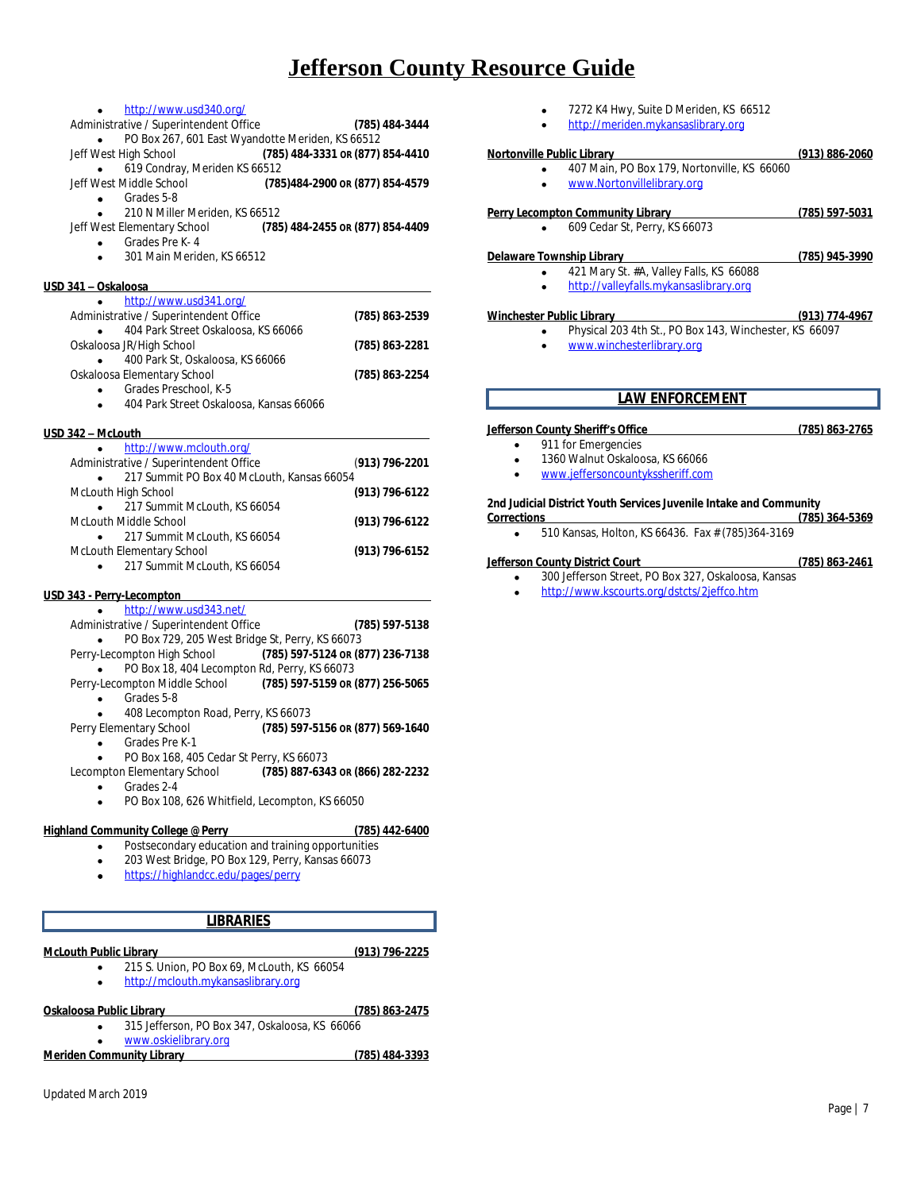# Jefferson County Resource Guide

- http://www.usd340.org/

Administrative / Superintendent Office **(785) 484-3444**

- PO Box 267, 601 East Wyandotte Meriden, KS 66512

Jeff West High School **(785) 484-3331 OR (877) 854-4410**

- 619 Condray, Meriden KS 66512

Jeff West Middle School **(785)484-2900 OR (877) 854-4579**

- Grades 5-8
- 210 N Miller Meriden, KS 66512

Jeff West Elementary School **(785) 484-2455 OR (877) 854-4409**

- Grades Pre K- 4
- 301 Main Meriden, KS 66512

**USD 341 – Oskaloosa**

- http://www.usd341.org/

Administrative / Superintendent Office **(785) 863-2539**

- 404 Park Street Oskaloosa, KS 66066

Oskaloosa JR/High School **(785) 863-2281**

- 400 Park St, Oskaloosa, KS 66066

Oskaloosa Elementary School **(785) 863-2254**

- Grades Preschool, K-5
- 404 Park Street Oskaloosa, Kansas 66066

**USD 342 – McLouth**

- http://www.mclouth.org/

Administrative / Superintendent Office (**913) 796-2201**

- 217 Summit PO Box 40 McLouth, Kansas 66054

McLouth High School **(913) 796-6122**

- 217 Summit McLouth, KS 66054

McLouth Middle School **(913) 796-6122**

- 217 Summit McLouth, KS 66054

McLouth Elementary School **(913) 796-6152**

- 217 Summit McLouth, KS 66054

**USD 343 - Perry-Lecompton**

- http://www.usd343.net/

Administrative / Superintendent Office **(785) 597-5138**

- PO Box 729, 205 West Bridge St, Perry, KS 66073

Perry-Lecompton High School **(785) 597-5124 OR (877) 236-7138**

- PO Box 18, 404 Lecompton Rd, Perry, KS 66073

Perry-Lecompton Middle School **(785) 597-5159 OR (877) 256-5065**

- Grades 5-8
- 408 Lecompton Road, Perry, KS 66073

Perry Elementary School **(785) 597-5156 OR (877) 569-1640**

- Grades Pre K-1
- PO Box 168, 405 Cedar St Perry, KS 66073

Lecompton Elementary School **(785) 887-6343 OR (866) 282-2232**

- Grades 2-4
- PO Box 108, 626 Whitfield, Lecompton, KS 66050

**Highland Community College @ Perry (785) 442-6400**

- Postsecondary education and training opportunities
- 203 West Bridge, PO Box 129, Perry, Kansas 66073
- https://highlandcc.edu/pages/perry

## LIBRARIES

**McLouth Public Library (913) 796-2225**

- 215 S. Union, PO Box 69, McLouth, KS 66054
- http://mclouth.mykansaslibrary.org

**Oskaloosa Public Library (785) 863-2475**

- 315 Jefferson, PO Box 347, Oskaloosa, KS 66066
- www.oskielibrary.org

**Meriden Community Library (785) 484-3393**

- 7272 K4 Hwy, Suite D Meriden, KS 66512
- http://meriden.mykansaslibrary.org

**Nortonville Public Library (913) 886-2060**

- 407 Main, PO Box 179, Nortonville, KS 66060
- www.Nortonvillelibrary.org

**Perry Lecompton Community Library (785) 597-5031**

- 609 Cedar St, Perry, KS 66073

**Delaware Township Library (785) 945-3990**

- 421 Mary St. #A, Valley Falls, KS 66088
- http://valleyfalls.mykansaslibrary.org

**Winchester Public Library (913) 774-4967**

- Physical 203 4th St., PO Box 143, Winchester, KS 66097
- www.winchesterlibrary.org

## LAW ENFORCEMENT

**Jefferson County Sheriff's Office (785) 863-2765**

- 911 for Emergencies
- 1360 Walnut Oskaloosa, KS 66066
- www.jeffersoncountykssheriff.com

**2nd Judicial District Youth Services Juvenile Intake and Community Corrections (785) 364-5369**

- 510 Kansas, Holton, KS 66436. Fax # (785)364-3169

**Jefferson County District Court (785) 863-2461**

- 300 Jefferson Street, PO Box 327, Oskaloosa, Kansas
- http://www.kscourts.org/dstcts/2jeffco.htm

Updated March 2019